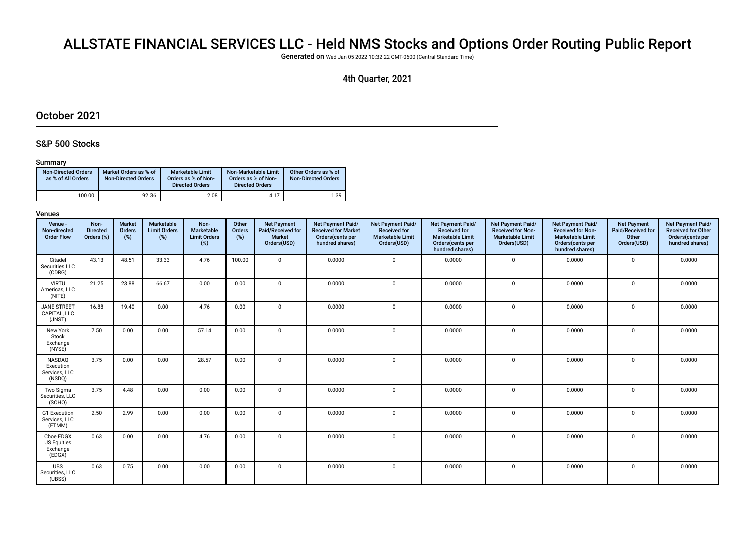# ALLSTATE FINANCIAL SERVICES LLC - Held NMS Stocks and Options Order Routing Public Report

**Generated on** Wed Jan 05 2022 10:32:22 GMT-0600 (Central Standard Time)

4th Quarter, 2021

## October 2021

### S&P 500 Stocks

#### Summary

| Non-Directed Orders as % of All Orders | Market Orders as % of Non-Directed Orders | Marketable Limit Orders as % of Non-Directed Orders | Non-Marketable Limit Orders as % of Non-Directed Orders | Other Orders as % of Non-Directed Orders |
|---|---|---|---|---|
| 100.00 | 92.36 | 2.08 | 4.17 | 1.39 |

#### Venues

| Venue - Non-directed Order Flow | Non-Directed Orders (%) | Market Orders (%) | Marketable Limit Orders (%) | Non-Marketable Limit Orders (%) | Other Orders (%) | Net Payment Paid/Received for Market Orders(USD) | Net Payment Paid/Received for Market Orders(cents per hundred shares) | Net Payment Paid/Received for Marketable Limit Orders(USD) | Net Payment Paid/Received for Marketable Limit Orders(cents per hundred shares) | Net Payment Paid/Received for Non-Marketable Limit Orders(USD) | Net Payment Paid/Received for Non-Marketable Limit Orders(cents per hundred shares) | Net Payment Paid/Received for Other Orders(USD) | Net Payment Paid/Received for Other Orders(cents per hundred shares) |
|---|---|---|---|---|---|---|---|---|---|---|---|---|---|
| Citadel Securities LLC (CDRG) | 43.13 | 48.51 | 33.33 | 4.76 | 100.00 | 0 | 0.0000 | 0 | 0.0000 | 0 | 0.0000 | 0 | 0.0000 |
| VIRTU Americas, LLC (NITE) | 21.25 | 23.88 | 66.67 | 0.00 | 0.00 | 0 | 0.0000 | 0 | 0.0000 | 0 | 0.0000 | 0 | 0.0000 |
| JANE STREET CAPITAL, LLC (JNST) | 16.88 | 19.40 | 0.00 | 4.76 | 0.00 | 0 | 0.0000 | 0 | 0.0000 | 0 | 0.0000 | 0 | 0.0000 |
| New York Stock Exchange (NYSE) | 7.50 | 0.00 | 0.00 | 57.14 | 0.00 | 0 | 0.0000 | 0 | 0.0000 | 0 | 0.0000 | 0 | 0.0000 |
| NASDAQ Execution Services, LLC (NSDQ) | 3.75 | 0.00 | 0.00 | 28.57 | 0.00 | 0 | 0.0000 | 0 | 0.0000 | 0 | 0.0000 | 0 | 0.0000 |
| Two Sigma Securities, LLC (SOHO) | 3.75 | 4.48 | 0.00 | 0.00 | 0.00 | 0 | 0.0000 | 0 | 0.0000 | 0 | 0.0000 | 0 | 0.0000 |
| G1 Execution Services, LLC (ETMM) | 2.50 | 2.99 | 0.00 | 0.00 | 0.00 | 0 | 0.0000 | 0 | 0.0000 | 0 | 0.0000 | 0 | 0.0000 |
| Cboe EDGX US Equities Exchange (EDGX) | 0.63 | 0.00 | 0.00 | 4.76 | 0.00 | 0 | 0.0000 | 0 | 0.0000 | 0 | 0.0000 | 0 | 0.0000 |
| UBS Securities, LLC (UBSS) | 0.63 | 0.75 | 0.00 | 0.00 | 0.00 | 0 | 0.0000 | 0 | 0.0000 | 0 | 0.0000 | 0 | 0.0000 |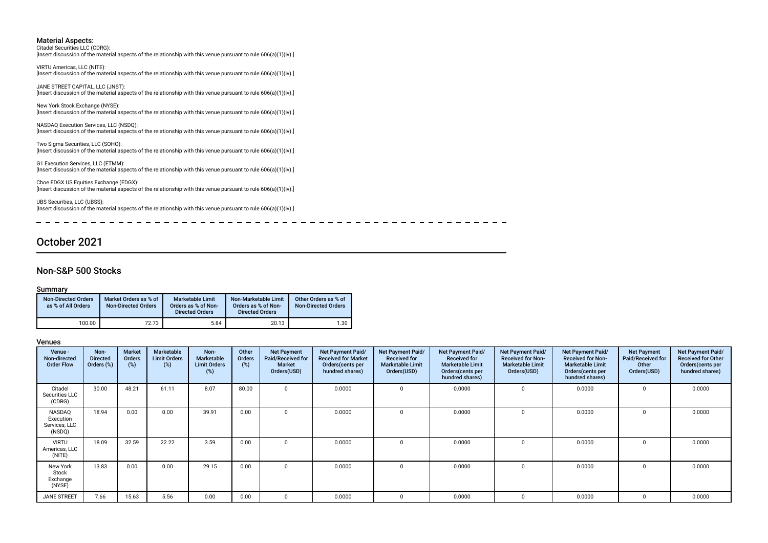**Material Aspects:**

Citadel Securities LLC (CDRG):
[Insert discussion of the material aspects of the relationship with this venue pursuant to rule 606(a)(1)(iv).]

VIRTU Americas, LLC (NITE):
[Insert discussion of the material aspects of the relationship with this venue pursuant to rule 606(a)(1)(iv).]

JANE STREET CAPITAL, LLC (JNST):
[Insert discussion of the material aspects of the relationship with this venue pursuant to rule 606(a)(1)(iv).]

New York Stock Exchange (NYSE):
[Insert discussion of the material aspects of the relationship with this venue pursuant to rule 606(a)(1)(iv).]

NASDAQ Execution Services, LLC (NSDQ):
[Insert discussion of the material aspects of the relationship with this venue pursuant to rule 606(a)(1)(iv).]

Two Sigma Securities, LLC (SOHO):
[Insert discussion of the material aspects of the relationship with this venue pursuant to rule 606(a)(1)(iv).]

G1 Execution Services, LLC (ETMM):
[Insert discussion of the material aspects of the relationship with this venue pursuant to rule 606(a)(1)(iv).]

Cboe EDGX US Equities Exchange (EDGX):
[Insert discussion of the material aspects of the relationship with this venue pursuant to rule 606(a)(1)(iv).]

UBS Securities, LLC (UBSS):
[Insert discussion of the material aspects of the relationship with this venue pursuant to rule 606(a)(1)(iv).]

# October 2021

## Non-S&P 500 Stocks

### Summary

| Non-Directed Orders as % of All Orders | Market Orders as % of Non-Directed Orders | Marketable Limit Orders as % of Non-Directed Orders | Non-Marketable Limit Orders as % of Non-Directed Orders | Other Orders as % of Non-Directed Orders |
|---|---|---|---|---|
| 100.00 | 72.73 | 5.84 | 20.13 | 1.30 |

### Venues

| Venue - Non-directed Order Flow | Non-Directed Orders (%) | Market Orders (%) | Marketable Limit Orders (%) | Non-Marketable Limit Orders (%) | Other Orders (%) | Net Payment Paid/Received for Market Orders(USD) | Net Payment Paid/Received for Market Orders(cents per hundred shares) | Net Payment Paid/Received for Marketable Limit Orders(USD) | Net Payment Paid/Received for Marketable Limit Orders(cents per hundred shares) | Net Payment Paid/Received for Non-Marketable Limit Orders(USD) | Net Payment Paid/Received for Non-Marketable Limit Orders(cents per hundred shares) | Net Payment Paid/Received for Other Orders(USD) | Net Payment Paid/Received for Other Orders(cents per hundred shares) |
|---|---|---|---|---|---|---|---|---|---|---|---|---|---|
| Citadel Securities LLC (CDRG) | 30.00 | 48.21 | 61.11 | 8.07 | 80.00 | 0 | 0.0000 | 0 | 0.0000 | 0 | 0.0000 | 0 | 0.0000 |
| NASDAQ Execution Services, LLC (NSDQ) | 18.94 | 0.00 | 0.00 | 39.91 | 0.00 | 0 | 0.0000 | 0 | 0.0000 | 0 | 0.0000 | 0 | 0.0000 |
| VIRTU Americas, LLC (NITE) | 18.09 | 32.59 | 22.22 | 3.59 | 0.00 | 0 | 0.0000 | 0 | 0.0000 | 0 | 0.0000 | 0 | 0.0000 |
| New York Stock Exchange (NYSE) | 13.83 | 0.00 | 0.00 | 29.15 | 0.00 | 0 | 0.0000 | 0 | 0.0000 | 0 | 0.0000 | 0 | 0.0000 |
| JANE STREET | 7.66 | 15.63 | 5.56 | 0.00 | 0.00 | 0 | 0.0000 | 0 | 0.0000 | 0 | 0.0000 | 0 | 0.0000 |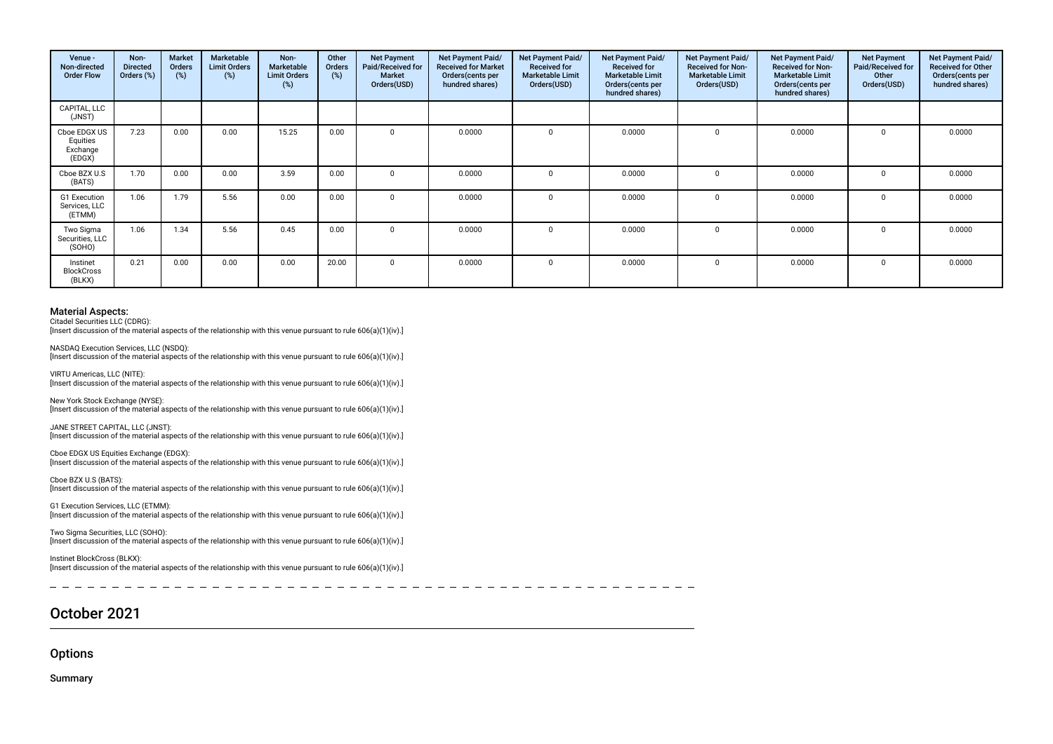| Venue - Non-directed Order Flow | Non-Directed Orders (%) | Market Orders (%) | Marketable Limit Orders (%) | Non-Marketable Limit Orders (%) | Other Orders (%) | Net Payment Paid/Received for Market Orders(USD) | Net Payment Paid/ Received for Market Orders(cents per hundred shares) | Net Payment Paid/ Received for Marketable Limit Orders(USD) | Net Payment Paid/ Received for Marketable Limit Orders(cents per hundred shares) | Net Payment Paid/ Received for Non-Marketable Limit Orders(USD) | Net Payment Paid/ Received for Non-Marketable Limit Orders(cents per hundred shares) | Net Payment Paid/Received for Other Orders(USD) | Net Payment Paid/ Received for Other Orders(cents per hundred shares) |
|---|---|---|---|---|---|---|---|---|---|---|---|---|---|
| CAPITAL, LLC (JNST) | | | | | | | | | | | | | |
| Cboe EDGX US Equities Exchange (EDGX) | 7.23 | 0.00 | 0.00 | 15.25 | 0.00 | 0 | 0.0000 | 0 | 0.0000 | 0 | 0.0000 | 0 | 0.0000 |
| Cboe BZX U.S (BATS) | 1.70 | 0.00 | 0.00 | 3.59 | 0.00 | 0 | 0.0000 | 0 | 0.0000 | 0 | 0.0000 | 0 | 0.0000 |
| G1 Execution Services, LLC (ETMM) | 1.06 | 1.79 | 5.56 | 0.00 | 0.00 | 0 | 0.0000 | 0 | 0.0000 | 0 | 0.0000 | 0 | 0.0000 |
| Two Sigma Securities, LLC (SOHO) | 1.06 | 1.34 | 5.56 | 0.45 | 0.00 | 0 | 0.0000 | 0 | 0.0000 | 0 | 0.0000 | 0 | 0.0000 |
| Instinet BlockCross (BLKX) | 0.21 | 0.00 | 0.00 | 0.00 | 20.00 | 0 | 0.0000 | 0 | 0.0000 | 0 | 0.0000 | 0 | 0.0000 |

### Material Aspects:

Citadel Securities LLC (CDRG):
[Insert discussion of the material aspects of the relationship with this venue pursuant to rule 606(a)(1)(iv).]

NASDAQ Execution Services, LLC (NSDQ):
[Insert discussion of the material aspects of the relationship with this venue pursuant to rule 606(a)(1)(iv).]

VIRTU Americas, LLC (NITE):
[Insert discussion of the material aspects of the relationship with this venue pursuant to rule 606(a)(1)(iv).]

New York Stock Exchange (NYSE):
[Insert discussion of the material aspects of the relationship with this venue pursuant to rule 606(a)(1)(iv).]

JANE STREET CAPITAL, LLC (JNST):
[Insert discussion of the material aspects of the relationship with this venue pursuant to rule 606(a)(1)(iv).]

Cboe EDGX US Equities Exchange (EDGX):
[Insert discussion of the material aspects of the relationship with this venue pursuant to rule 606(a)(1)(iv).]

Cboe BZX U.S (BATS):
[Insert discussion of the material aspects of the relationship with this venue pursuant to rule 606(a)(1)(iv).]

G1 Execution Services, LLC (ETMM):
[Insert discussion of the material aspects of the relationship with this venue pursuant to rule 606(a)(1)(iv).]

Two Sigma Securities, LLC (SOHO):
[Insert discussion of the material aspects of the relationship with this venue pursuant to rule 606(a)(1)(iv).]

Instinet BlockCross (BLKX):
[Insert discussion of the material aspects of the relationship with this venue pursuant to rule 606(a)(1)(iv).]

## October 2021

### Options

**Summary**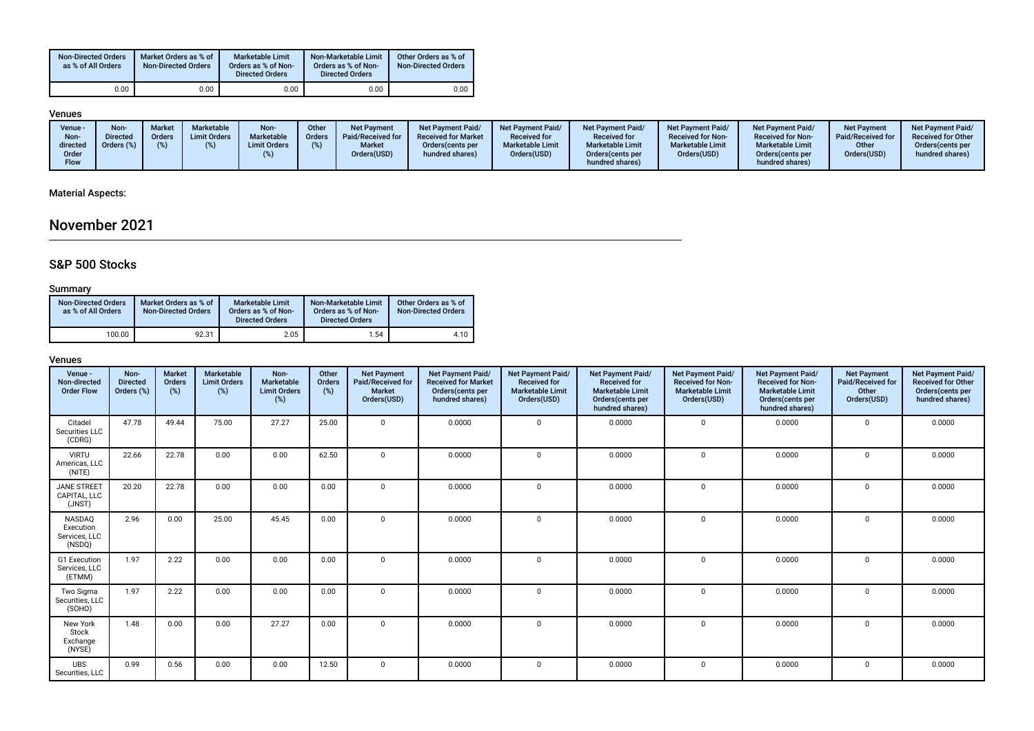| Non-Directed Orders as % of All Orders | Market Orders as % of Non-Directed Orders | Marketable Limit Orders as % of Non-Directed Orders | Non-Marketable Limit Orders as % of Non-Directed Orders | Other Orders as % of Non-Directed Orders |
|---|---|---|---|---|
| 0.00 | 0.00 | 0.00 | 0.00 | 0.00 |

### Venues

| Venue - Non-directed Order Flow | Non-Directed Orders (%) | Market Orders (%) | Marketable Limit Orders (%) | Non-Marketable Limit Orders (%) | Other Orders (%) | Net Payment Paid/Received for Market Orders(USD) | Net Payment Paid/Received for Market Orders(cents per hundred shares) | Net Payment Paid/Received for Marketable Limit Orders(USD) | Net Payment Paid/Received for Marketable Limit Orders(cents per hundred shares) | Net Payment Paid/Received for Non-Marketable Limit Orders(USD) | Net Payment Paid/Received for Non-Marketable Limit Orders(cents per hundred shares) | Net Payment Paid/Received for Other Orders(USD) | Net Payment Paid/Received for Other Orders(cents per hundred shares) |
|---|---|---|---|---|---|---|---|---|---|---|---|---|---|

### Material Aspects:

# November 2021

## S&P 500 Stocks

### Summary

| Non-Directed Orders as % of All Orders | Market Orders as % of Non-Directed Orders | Marketable Limit Orders as % of Non-Directed Orders | Non-Marketable Limit Orders as % of Non-Directed Orders | Other Orders as % of Non-Directed Orders |
|---|---|---|---|---|
| 100.00 | 92.31 | 2.05 | 1.54 | 4.10 |

### Venues

| Venue - Non-directed Order Flow | Non-Directed Orders (%) | Market Orders (%) | Marketable Limit Orders (%) | Non-Marketable Limit Orders (%) | Other Orders (%) | Net Payment Paid/Received for Market Orders(USD) | Net Payment Paid/Received for Market Orders(cents per hundred shares) | Net Payment Paid/Received for Marketable Limit Orders(USD) | Net Payment Paid/Received for Marketable Limit Orders(cents per hundred shares) | Net Payment Paid/Received for Non-Marketable Limit Orders(USD) | Net Payment Paid/Received for Non-Marketable Limit Orders(cents per hundred shares) | Net Payment Paid/Received for Other Orders(USD) | Net Payment Paid/Received for Other Orders(cents per hundred shares) |
|---|---|---|---|---|---|---|---|---|---|---|---|---|---|
| Citadel Securities LLC (CDRG) | 47.78 | 49.44 | 75.00 | 27.27 | 25.00 | 0 | 0.0000 | 0 | 0.0000 | 0 | 0.0000 | 0 | 0.0000 |
| VIRTU Americas, LLC (NITE) | 22.66 | 22.78 | 0.00 | 0.00 | 62.50 | 0 | 0.0000 | 0 | 0.0000 | 0 | 0.0000 | 0 | 0.0000 |
| JANE STREET CAPITAL, LLC (JNST) | 20.20 | 22.78 | 0.00 | 0.00 | 0.00 | 0 | 0.0000 | 0 | 0.0000 | 0 | 0.0000 | 0 | 0.0000 |
| NASDAQ Execution Services, LLC (NSDQ) | 2.96 | 0.00 | 25.00 | 45.45 | 0.00 | 0 | 0.0000 | 0 | 0.0000 | 0 | 0.0000 | 0 | 0.0000 |
| G1 Execution Services, LLC (ETMM) | 1.97 | 2.22 | 0.00 | 0.00 | 0.00 | 0 | 0.0000 | 0 | 0.0000 | 0 | 0.0000 | 0 | 0.0000 |
| Two Sigma Securities, LLC (SOHO) | 1.97 | 2.22 | 0.00 | 0.00 | 0.00 | 0 | 0.0000 | 0 | 0.0000 | 0 | 0.0000 | 0 | 0.0000 |
| New York Stock Exchange (NYSE) | 1.48 | 0.00 | 0.00 | 27.27 | 0.00 | 0 | 0.0000 | 0 | 0.0000 | 0 | 0.0000 | 0 | 0.0000 |
| UBS Securities, LLC | 0.99 | 0.56 | 0.00 | 0.00 | 12.50 | 0 | 0.0000 | 0 | 0.0000 | 0 | 0.0000 | 0 | 0.0000 |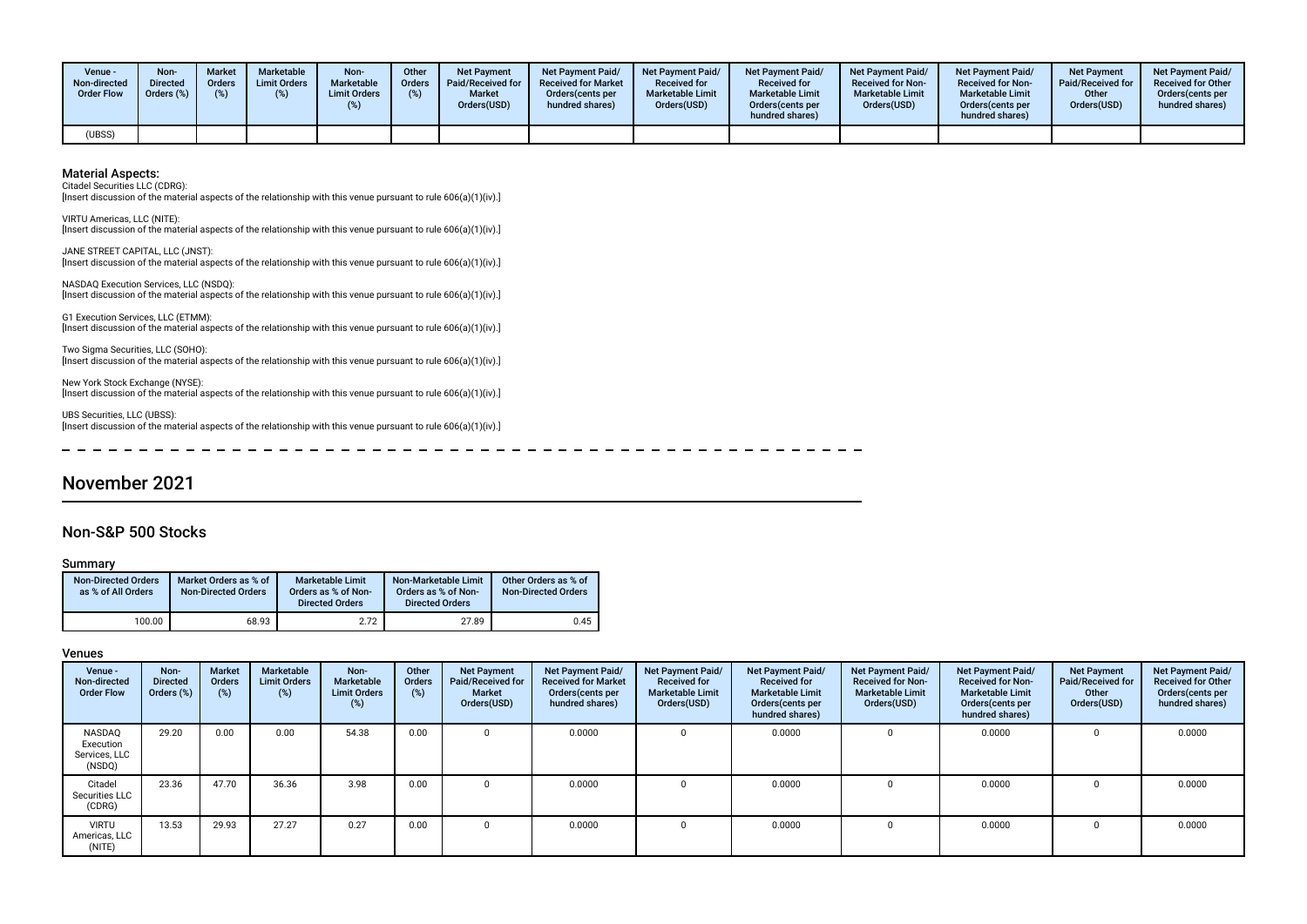| Venue - Non-directed Order Flow | Non-Directed Orders (%) | Market Orders (%) | Marketable Limit Orders (%) | Non-Marketable Limit Orders (%) | Other Orders (%) | Net Payment Paid/Received for Market Orders(USD) | Net Payment Paid/Received for Market Orders(cents per hundred shares) | Net Payment Paid/Received for Marketable Limit Orders(USD) | Net Payment Paid/Received for Marketable Limit Orders(cents per hundred shares) | Net Payment Paid/Received for Non-Marketable Limit Orders(USD) | Net Payment Paid/Received for Non-Marketable Limit Orders(cents per hundred shares) | Net Payment Paid/Received for Other Orders(USD) | Net Payment Paid/Received for Other Orders(cents per hundred shares) |
|---|---|---|---|---|---|---|---|---|---|---|---|---|---|
| (UBSS) | | | | | | | | | | | | | |

**Material Aspects:**

Citadel Securities LLC (CDRG):
[Insert discussion of the material aspects of the relationship with this venue pursuant to rule 606(a)(1)(iv).]

VIRTU Americas, LLC (NITE):
[Insert discussion of the material aspects of the relationship with this venue pursuant to rule 606(a)(1)(iv).]

JANE STREET CAPITAL, LLC (JNST):
[Insert discussion of the material aspects of the relationship with this venue pursuant to rule 606(a)(1)(iv).]

NASDAQ Execution Services, LLC (NSDQ):
[Insert discussion of the material aspects of the relationship with this venue pursuant to rule 606(a)(1)(iv).]

G1 Execution Services, LLC (ETMM):
[Insert discussion of the material aspects of the relationship with this venue pursuant to rule 606(a)(1)(iv).]

Two Sigma Securities, LLC (SOHO):
[Insert discussion of the material aspects of the relationship with this venue pursuant to rule 606(a)(1)(iv).]

New York Stock Exchange (NYSE):
[Insert discussion of the material aspects of the relationship with this venue pursuant to rule 606(a)(1)(iv).]

UBS Securities, LLC (UBSS):
[Insert discussion of the material aspects of the relationship with this venue pursuant to rule 606(a)(1)(iv).]

# November 2021

## Non-S&P 500 Stocks

### Summary

| Non-Directed Orders as % of All Orders | Market Orders as % of Non-Directed Orders | Marketable Limit Orders as % of Non-Directed Orders | Non-Marketable Limit Orders as % of Non-Directed Orders | Other Orders as % of Non-Directed Orders |
|---|---|---|---|---|
| 100.00 | 68.93 | 2.72 | 27.89 | 0.45 |

### Venues

| Venue - Non-directed Order Flow | Non-Directed Orders (%) | Market Orders (%) | Marketable Limit Orders (%) | Non-Marketable Limit Orders (%) | Other Orders (%) | Net Payment Paid/Received for Market Orders(USD) | Net Payment Paid/Received for Market Orders(cents per hundred shares) | Net Payment Paid/Received for Marketable Limit Orders(USD) | Net Payment Paid/Received for Marketable Limit Orders(cents per hundred shares) | Net Payment Paid/Received for Non-Marketable Limit Orders(USD) | Net Payment Paid/Received for Non-Marketable Limit Orders(cents per hundred shares) | Net Payment Paid/Received for Other Orders(USD) | Net Payment Paid/Received for Other Orders(cents per hundred shares) |
|---|---|---|---|---|---|---|---|---|---|---|---|---|---|
| NASDAQ Execution Services, LLC (NSDQ) | 29.20 | 0.00 | 0.00 | 54.38 | 0.00 | 0 | 0.0000 | 0 | 0.0000 | 0 | 0.0000 | 0 | 0.0000 |
| Citadel Securities LLC (CDRG) | 23.36 | 47.70 | 36.36 | 3.98 | 0.00 | 0 | 0.0000 | 0 | 0.0000 | 0 | 0.0000 | 0 | 0.0000 |
| VIRTU Americas, LLC (NITE) | 13.53 | 29.93 | 27.27 | 0.27 | 0.00 | 0 | 0.0000 | 0 | 0.0000 | 0 | 0.0000 | 0 | 0.0000 |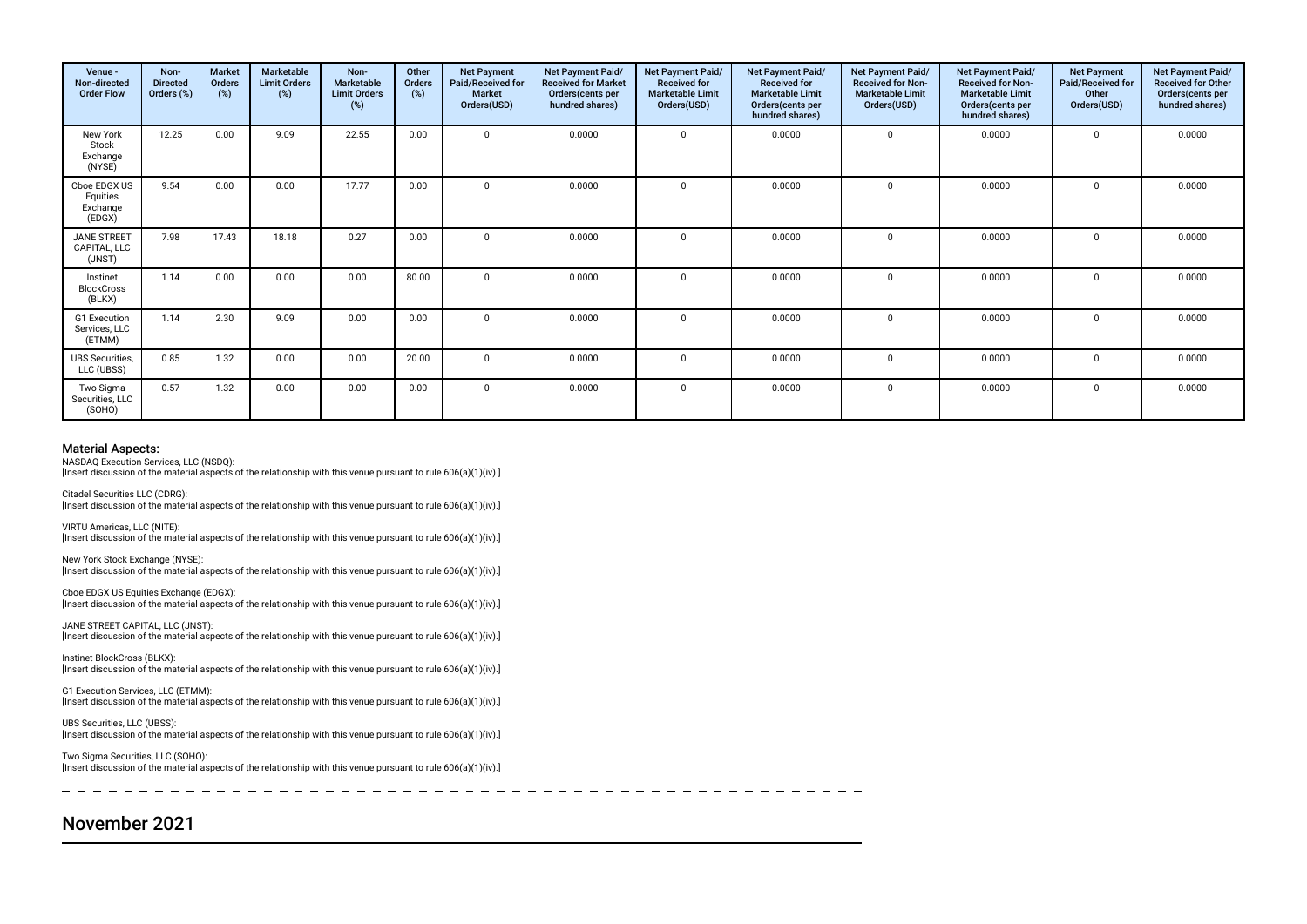| Venue - Non-directed Order Flow | Non-Directed Orders (%) | Market Orders (%) | Marketable Limit Orders (%) | Non-Marketable Limit Orders (%) | Other Orders (%) | Net Payment Paid/Received for Market Orders(USD) | Net Payment Paid/ Received for Market Orders(cents per hundred shares) | Net Payment Paid/ Received for Marketable Limit Orders(USD) | Net Payment Paid/ Received for Marketable Limit Orders(cents per hundred shares) | Net Payment Paid/ Received for Non-Marketable Limit Orders(USD) | Net Payment Paid/ Received for Non-Marketable Limit Orders(cents per hundred shares) | Net Payment Paid/Received for Other Orders(USD) | Net Payment Paid/ Received for Other Orders(cents per hundred shares) |
|---|---|---|---|---|---|---|---|---|---|---|---|---|---|
| New York Stock Exchange (NYSE) | 12.25 | 0.00 | 9.09 | 22.55 | 0.00 | 0 | 0.0000 | 0 | 0.0000 | 0 | 0.0000 | 0 | 0.0000 |
| Cboe EDGX US Equities Exchange (EDGX) | 9.54 | 0.00 | 0.00 | 17.77 | 0.00 | 0 | 0.0000 | 0 | 0.0000 | 0 | 0.0000 | 0 | 0.0000 |
| JANE STREET CAPITAL, LLC (JNST) | 7.98 | 17.43 | 18.18 | 0.27 | 0.00 | 0 | 0.0000 | 0 | 0.0000 | 0 | 0.0000 | 0 | 0.0000 |
| Instinet BlockCross (BLKX) | 1.14 | 0.00 | 0.00 | 0.00 | 80.00 | 0 | 0.0000 | 0 | 0.0000 | 0 | 0.0000 | 0 | 0.0000 |
| G1 Execution Services, LLC (ETMM) | 1.14 | 2.30 | 9.09 | 0.00 | 0.00 | 0 | 0.0000 | 0 | 0.0000 | 0 | 0.0000 | 0 | 0.0000 |
| UBS Securities, LLC (UBSS) | 0.85 | 1.32 | 0.00 | 0.00 | 20.00 | 0 | 0.0000 | 0 | 0.0000 | 0 | 0.0000 | 0 | 0.0000 |
| Two Sigma Securities, LLC (SOHO) | 0.57 | 1.32 | 0.00 | 0.00 | 0.00 | 0 | 0.0000 | 0 | 0.0000 | 0 | 0.0000 | 0 | 0.0000 |

### Material Aspects:

NASDAQ Execution Services, LLC (NSDQ):
[Insert discussion of the material aspects of the relationship with this venue pursuant to rule 606(a)(1)(iv).]

Citadel Securities LLC (CDRG):
[Insert discussion of the material aspects of the relationship with this venue pursuant to rule 606(a)(1)(iv).]

VIRTU Americas, LLC (NITE):
[Insert discussion of the material aspects of the relationship with this venue pursuant to rule 606(a)(1)(iv).]

New York Stock Exchange (NYSE):
[Insert discussion of the material aspects of the relationship with this venue pursuant to rule 606(a)(1)(iv).]

Cboe EDGX US Equities Exchange (EDGX):
[Insert discussion of the material aspects of the relationship with this venue pursuant to rule 606(a)(1)(iv).]

JANE STREET CAPITAL, LLC (JNST):
[Insert discussion of the material aspects of the relationship with this venue pursuant to rule 606(a)(1)(iv).]

Instinet BlockCross (BLKX):
[Insert discussion of the material aspects of the relationship with this venue pursuant to rule 606(a)(1)(iv).]

G1 Execution Services, LLC (ETMM):
[Insert discussion of the material aspects of the relationship with this venue pursuant to rule 606(a)(1)(iv).]

UBS Securities, LLC (UBSS):
[Insert discussion of the material aspects of the relationship with this venue pursuant to rule 606(a)(1)(iv).]

Two Sigma Securities, LLC (SOHO):
[Insert discussion of the material aspects of the relationship with this venue pursuant to rule 606(a)(1)(iv).]

## November 2021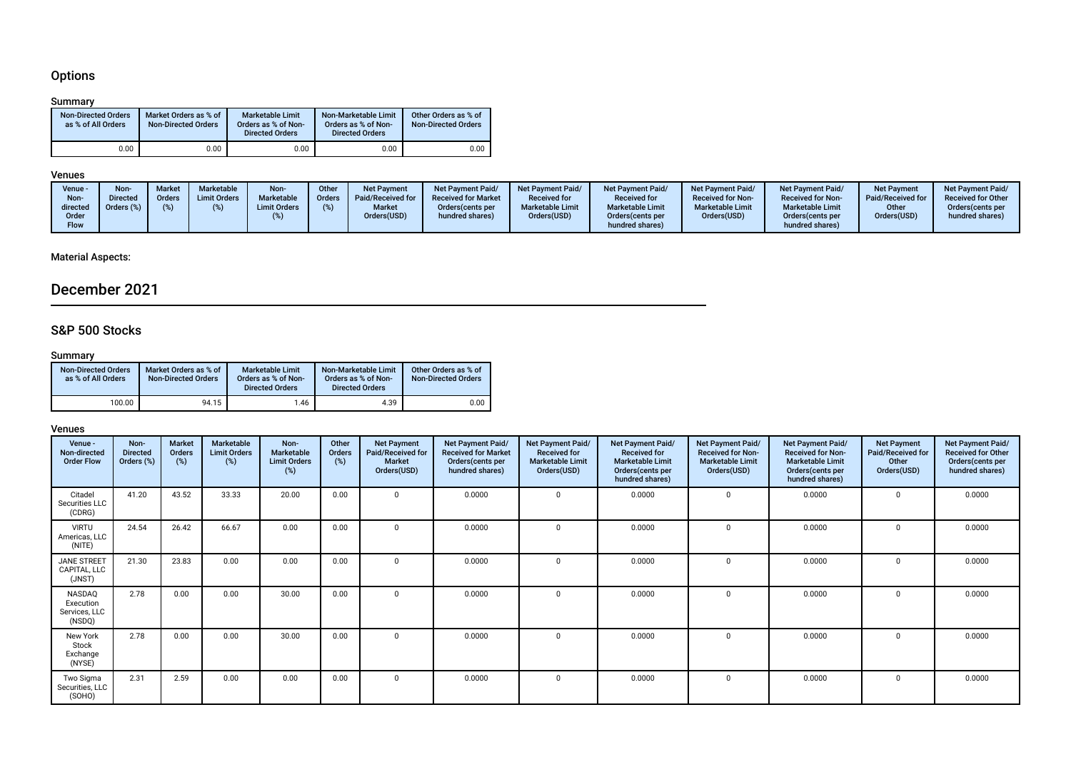## Options

### Summary

| Non-Directed Orders as % of All Orders | Market Orders as % of Non-Directed Orders | Marketable Limit Orders as % of Non-Directed Orders | Non-Marketable Limit Orders as % of Non-Directed Orders | Other Orders as % of Non-Directed Orders |
|---|---|---|---|---|
| 0.00 | 0.00 | 0.00 | 0.00 | 0.00 |

### Venues

| Venue - Non-directed Order Flow | Non-Directed Orders (%) | Market Orders (%) | Marketable Limit Orders (%) | Non-Marketable Limit Orders (%) | Other Orders (%) | Net Payment Paid/Received for Market Orders(USD) | Net Payment Paid/Received for Market Orders(cents per hundred shares) | Net Payment Paid/Received for Marketable Limit Orders(USD) | Net Payment Paid/Received for Marketable Limit Orders(cents per hundred shares) | Net Payment Paid/Received for Non-Marketable Limit Orders(USD) | Net Payment Paid/Received for Non-Marketable Limit Orders(cents per hundred shares) | Net Payment Paid/Received for Other Orders(USD) | Net Payment Paid/Received for Other Orders(cents per hundred shares) |
|---|---|---|---|---|---|---|---|---|---|---|---|---|---|

### Material Aspects:

# December 2021

## S&P 500 Stocks

### Summary

| Non-Directed Orders as % of All Orders | Market Orders as % of Non-Directed Orders | Marketable Limit Orders as % of Non-Directed Orders | Non-Marketable Limit Orders as % of Non-Directed Orders | Other Orders as % of Non-Directed Orders |
|---|---|---|---|---|
| 100.00 | 94.15 | 1.46 | 4.39 | 0.00 |

### Venues

| Venue - Non-directed Order Flow | Non-Directed Orders (%) | Market Orders (%) | Marketable Limit Orders (%) | Non-Marketable Limit Orders (%) | Other Orders (%) | Net Payment Paid/Received for Market Orders(USD) | Net Payment Paid/Received for Market Orders(cents per hundred shares) | Net Payment Paid/Received for Marketable Limit Orders(USD) | Net Payment Paid/Received for Marketable Limit Orders(cents per hundred shares) | Net Payment Paid/Received for Non-Marketable Limit Orders(USD) | Net Payment Paid/Received for Non-Marketable Limit Orders(cents per hundred shares) | Net Payment Paid/Received for Other Orders(USD) | Net Payment Paid/Received for Other Orders(cents per hundred shares) |
|---|---|---|---|---|---|---|---|---|---|---|---|---|---|
| Citadel Securities LLC (CDRG) | 41.20 | 43.52 | 33.33 | 20.00 | 0.00 | 0 | 0.0000 | 0 | 0.0000 | 0 | 0.0000 | 0 | 0.0000 |
| VIRTU Americas, LLC (NITE) | 24.54 | 26.42 | 66.67 | 0.00 | 0.00 | 0 | 0.0000 | 0 | 0.0000 | 0 | 0.0000 | 0 | 0.0000 |
| JANE STREET CAPITAL, LLC (JNST) | 21.30 | 23.83 | 0.00 | 0.00 | 0.00 | 0 | 0.0000 | 0 | 0.0000 | 0 | 0.0000 | 0 | 0.0000 |
| NASDAQ Execution Services, LLC (NSDQ) | 2.78 | 0.00 | 0.00 | 30.00 | 0.00 | 0 | 0.0000 | 0 | 0.0000 | 0 | 0.0000 | 0 | 0.0000 |
| New York Stock Exchange (NYSE) | 2.78 | 0.00 | 0.00 | 30.00 | 0.00 | 0 | 0.0000 | 0 | 0.0000 | 0 | 0.0000 | 0 | 0.0000 |
| Two Sigma Securities, LLC (SOHO) | 2.31 | 2.59 | 0.00 | 0.00 | 0.00 | 0 | 0.0000 | 0 | 0.0000 | 0 | 0.0000 | 0 | 0.0000 |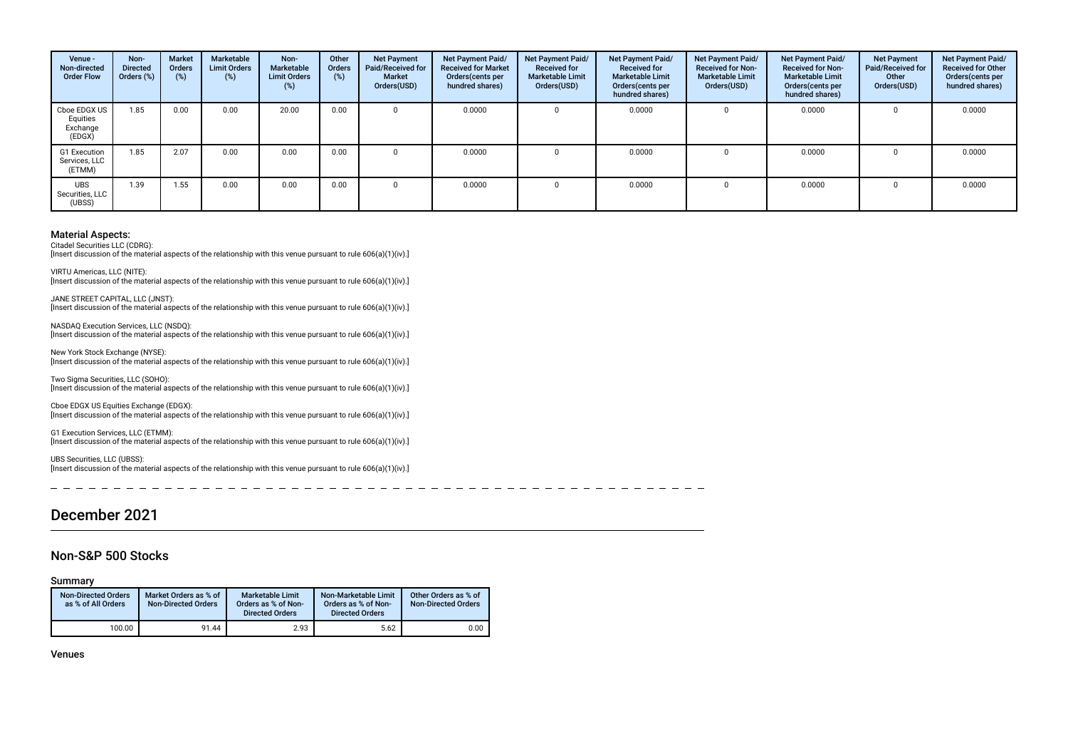| Venue - Non-directed Order Flow | Non-Directed Orders (%) | Market Orders (%) | Marketable Limit Orders (%) | Non-Marketable Limit Orders (%) | Other Orders (%) | Net Payment Paid/Received for Market Orders(USD) | Net Payment Paid/ Received for Market Orders(cents per hundred shares) | Net Payment Paid/ Received for Marketable Limit Orders(USD) | Net Payment Paid/ Received for Marketable Limit Orders(cents per hundred shares) | Net Payment Paid/ Received for Non-Marketable Limit Orders(USD) | Net Payment Paid/ Received for Non-Marketable Limit Orders(cents per hundred shares) | Net Payment Paid/Received for Other Orders(USD) | Net Payment Paid/ Received for Other Orders(cents per hundred shares) |
|---|---|---|---|---|---|---|---|---|---|---|---|---|---|
| Cboe EDGX US Equities Exchange (EDGX) | 1.85 | 0.00 | 0.00 | 20.00 | 0.00 | 0 | 0.0000 | 0 | 0.0000 | 0 | 0.0000 | 0 | 0.0000 |
| G1 Execution Services, LLC (ETMM) | 1.85 | 2.07 | 0.00 | 0.00 | 0.00 | 0 | 0.0000 | 0 | 0.0000 | 0 | 0.0000 | 0 | 0.0000 |
| UBS Securities, LLC (UBSS) | 1.39 | 1.55 | 0.00 | 0.00 | 0.00 | 0 | 0.0000 | 0 | 0.0000 | 0 | 0.0000 | 0 | 0.0000 |

### Material Aspects:

Citadel Securities LLC (CDRG):
[Insert discussion of the material aspects of the relationship with this venue pursuant to rule 606(a)(1)(iv).]

VIRTU Americas, LLC (NITE):
[Insert discussion of the material aspects of the relationship with this venue pursuant to rule 606(a)(1)(iv).]

JANE STREET CAPITAL, LLC (JNST):
[Insert discussion of the material aspects of the relationship with this venue pursuant to rule 606(a)(1)(iv).]

NASDAQ Execution Services, LLC (NSDQ):
[Insert discussion of the material aspects of the relationship with this venue pursuant to rule 606(a)(1)(iv).]

New York Stock Exchange (NYSE):
[Insert discussion of the material aspects of the relationship with this venue pursuant to rule 606(a)(1)(iv).]

Two Sigma Securities, LLC (SOHO):
[Insert discussion of the material aspects of the relationship with this venue pursuant to rule 606(a)(1)(iv).]

Cboe EDGX US Equities Exchange (EDGX):
[Insert discussion of the material aspects of the relationship with this venue pursuant to rule 606(a)(1)(iv).]

G1 Execution Services, LLC (ETMM):
[Insert discussion of the material aspects of the relationship with this venue pursuant to rule 606(a)(1)(iv).]

UBS Securities, LLC (UBSS):
[Insert discussion of the material aspects of the relationship with this venue pursuant to rule 606(a)(1)(iv).]

# December 2021

## Non-S&P 500 Stocks

### Summary

| Non-Directed Orders as % of All Orders | Market Orders as % of Non-Directed Orders | Marketable Limit Orders as % of Non-Directed Orders | Non-Marketable Limit Orders as % of Non-Directed Orders | Other Orders as % of Non-Directed Orders |
|---|---|---|---|---|
| 100.00 | 91.44 | 2.93 | 5.62 | 0.00 |

### Venues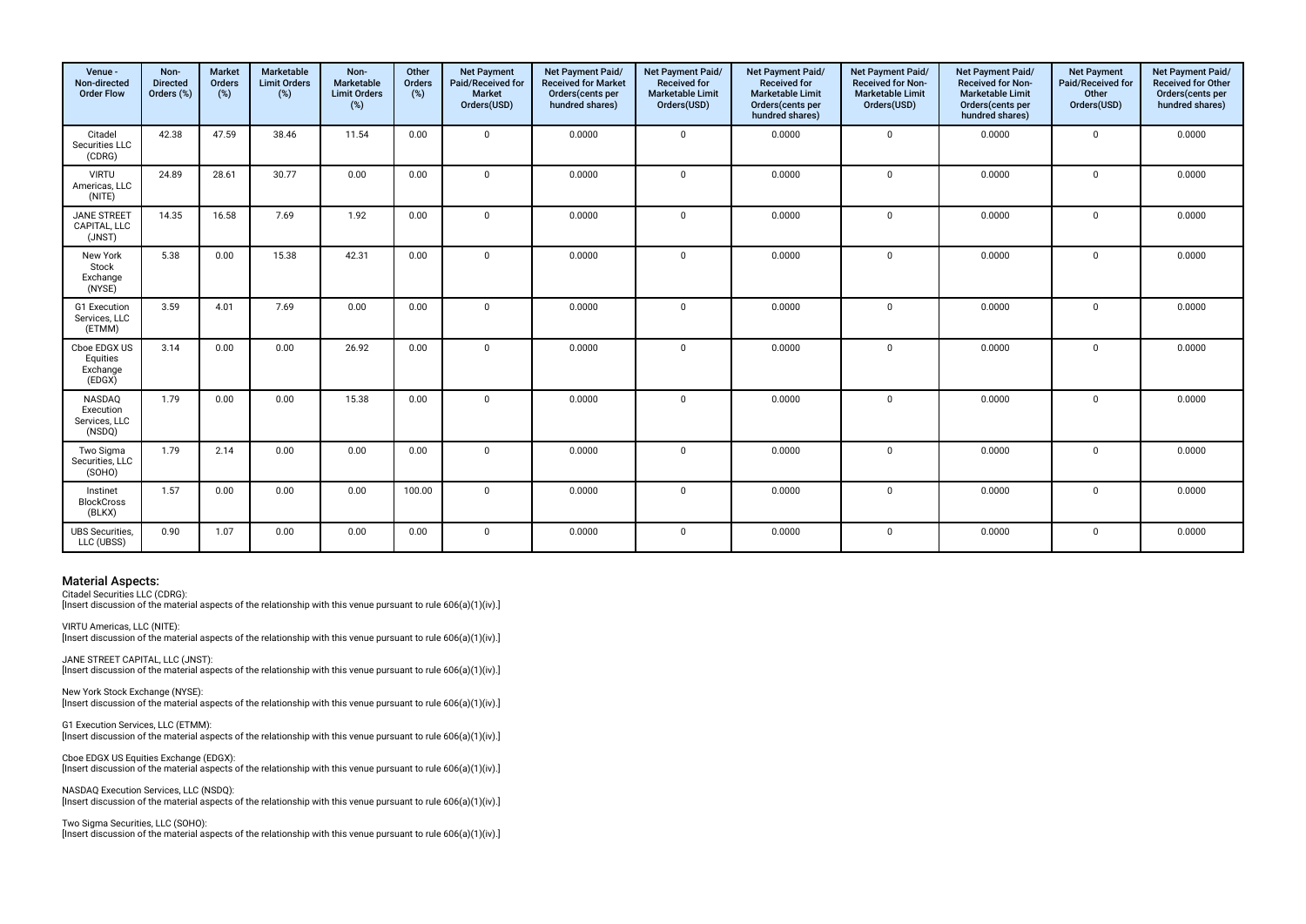| Venue - Non-directed Order Flow | Non-Directed Orders (%) | Market Orders (%) | Marketable Limit Orders (%) | Non-Marketable Limit Orders (%) | Other Orders (%) | Net Payment Paid/Received for Market Orders(USD) | Net Payment Paid/ Received for Market Orders(cents per hundred shares) | Net Payment Paid/ Received for Marketable Limit Orders(USD) | Net Payment Paid/ Received for Marketable Limit Orders(cents per hundred shares) | Net Payment Paid/ Received for Non-Marketable Limit Orders(USD) | Net Payment Paid/ Received for Non-Marketable Limit Orders(cents per hundred shares) | Net Payment Paid/Received for Other Orders(USD) | Net Payment Paid/ Received for Other Orders(cents per hundred shares) |
|---|---|---|---|---|---|---|---|---|---|---|---|---|---|
| Citadel Securities LLC (CDRG) | 42.38 | 47.59 | 38.46 | 11.54 | 0.00 | 0 | 0.0000 | 0 | 0.0000 | 0 | 0.0000 | 0 | 0.0000 |
| VIRTU Americas, LLC (NITE) | 24.89 | 28.61 | 30.77 | 0.00 | 0.00 | 0 | 0.0000 | 0 | 0.0000 | 0 | 0.0000 | 0 | 0.0000 |
| JANE STREET CAPITAL, LLC (JNST) | 14.35 | 16.58 | 7.69 | 1.92 | 0.00 | 0 | 0.0000 | 0 | 0.0000 | 0 | 0.0000 | 0 | 0.0000 |
| New York Stock Exchange (NYSE) | 5.38 | 0.00 | 15.38 | 42.31 | 0.00 | 0 | 0.0000 | 0 | 0.0000 | 0 | 0.0000 | 0 | 0.0000 |
| G1 Execution Services, LLC (ETMM) | 3.59 | 4.01 | 7.69 | 0.00 | 0.00 | 0 | 0.0000 | 0 | 0.0000 | 0 | 0.0000 | 0 | 0.0000 |
| Cboe EDGX US Equities Exchange (EDGX) | 3.14 | 0.00 | 0.00 | 26.92 | 0.00 | 0 | 0.0000 | 0 | 0.0000 | 0 | 0.0000 | 0 | 0.0000 |
| NASDAQ Execution Services, LLC (NSDQ) | 1.79 | 0.00 | 0.00 | 15.38 | 0.00 | 0 | 0.0000 | 0 | 0.0000 | 0 | 0.0000 | 0 | 0.0000 |
| Two Sigma Securities, LLC (SOHO) | 1.79 | 2.14 | 0.00 | 0.00 | 0.00 | 0 | 0.0000 | 0 | 0.0000 | 0 | 0.0000 | 0 | 0.0000 |
| Instinet BlockCross (BLKX) | 1.57 | 0.00 | 0.00 | 0.00 | 100.00 | 0 | 0.0000 | 0 | 0.0000 | 0 | 0.0000 | 0 | 0.0000 |
| UBS Securities, LLC (UBSS) | 0.90 | 1.07 | 0.00 | 0.00 | 0.00 | 0 | 0.0000 | 0 | 0.0000 | 0 | 0.0000 | 0 | 0.0000 |

## Material Aspects:

Citadel Securities LLC (CDRG):
[Insert discussion of the material aspects of the relationship with this venue pursuant to rule 606(a)(1)(iv).]

VIRTU Americas, LLC (NITE):
[Insert discussion of the material aspects of the relationship with this venue pursuant to rule 606(a)(1)(iv).]

JANE STREET CAPITAL, LLC (JNST):
[Insert discussion of the material aspects of the relationship with this venue pursuant to rule 606(a)(1)(iv).]

New York Stock Exchange (NYSE):
[Insert discussion of the material aspects of the relationship with this venue pursuant to rule 606(a)(1)(iv).]

G1 Execution Services, LLC (ETMM):
[Insert discussion of the material aspects of the relationship with this venue pursuant to rule 606(a)(1)(iv).]

Cboe EDGX US Equities Exchange (EDGX):
[Insert discussion of the material aspects of the relationship with this venue pursuant to rule 606(a)(1)(iv).]

NASDAQ Execution Services, LLC (NSDQ):
[Insert discussion of the material aspects of the relationship with this venue pursuant to rule 606(a)(1)(iv).]

Two Sigma Securities, LLC (SOHO):
[Insert discussion of the material aspects of the relationship with this venue pursuant to rule 606(a)(1)(iv).]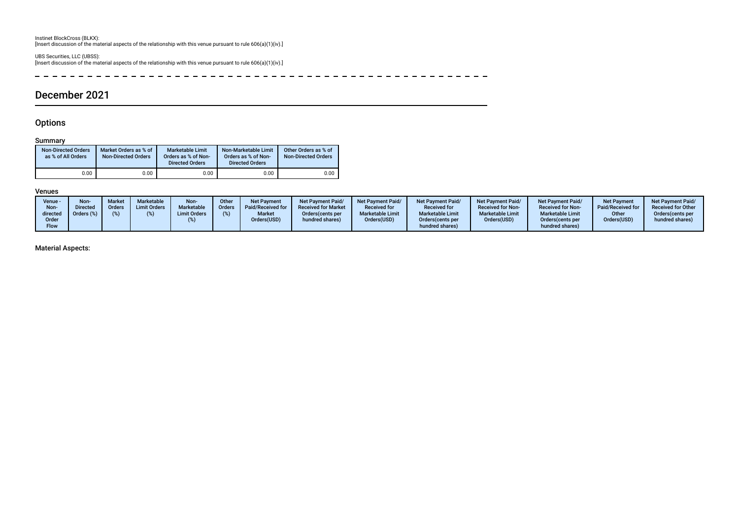Instinet BlockCross (BLKX):
[Insert discussion of the material aspects of the relationship with this venue pursuant to rule 606(a)(1)(iv).]

UBS Securities, LLC (UBSS):
[Insert discussion of the material aspects of the relationship with this venue pursuant to rule 606(a)(1)(iv).]

---

# December 2021

## Options

### Summary

| Non-Directed Orders as % of All Orders | Market Orders as % of Non-Directed Orders | Marketable Limit Orders as % of Non-Directed Orders | Non-Marketable Limit Orders as % of Non-Directed Orders | Other Orders as % of Non-Directed Orders |
|---|---|---|---|---|
| 0.00 | 0.00 | 0.00 | 0.00 | 0.00 |

### Venues

| Venue - Non-directed Order Flow | Non-Directed Orders (%) | Market Orders (%) | Marketable Limit Orders (%) | Non-Marketable Limit Orders (%) | Other Orders (%) | Net Payment Paid/Received for Market Orders(USD) | Net Payment Paid/ Received for Market Orders(cents per hundred shares) | Net Payment Paid/ Received for Marketable Limit Orders(USD) | Net Payment Paid/ Received for Marketable Limit Orders(cents per hundred shares) | Net Payment Paid/ Received for Non-Marketable Limit Orders(USD) | Net Payment Paid/ Received for Non-Marketable Limit Orders(cents per hundred shares) | Net Payment Paid/Received for Other Orders(USD) | Net Payment Paid/ Received for Other Orders(cents per hundred shares) |
|---|---|---|---|---|---|---|---|---|---|---|---|---|---|

### Material Aspects: